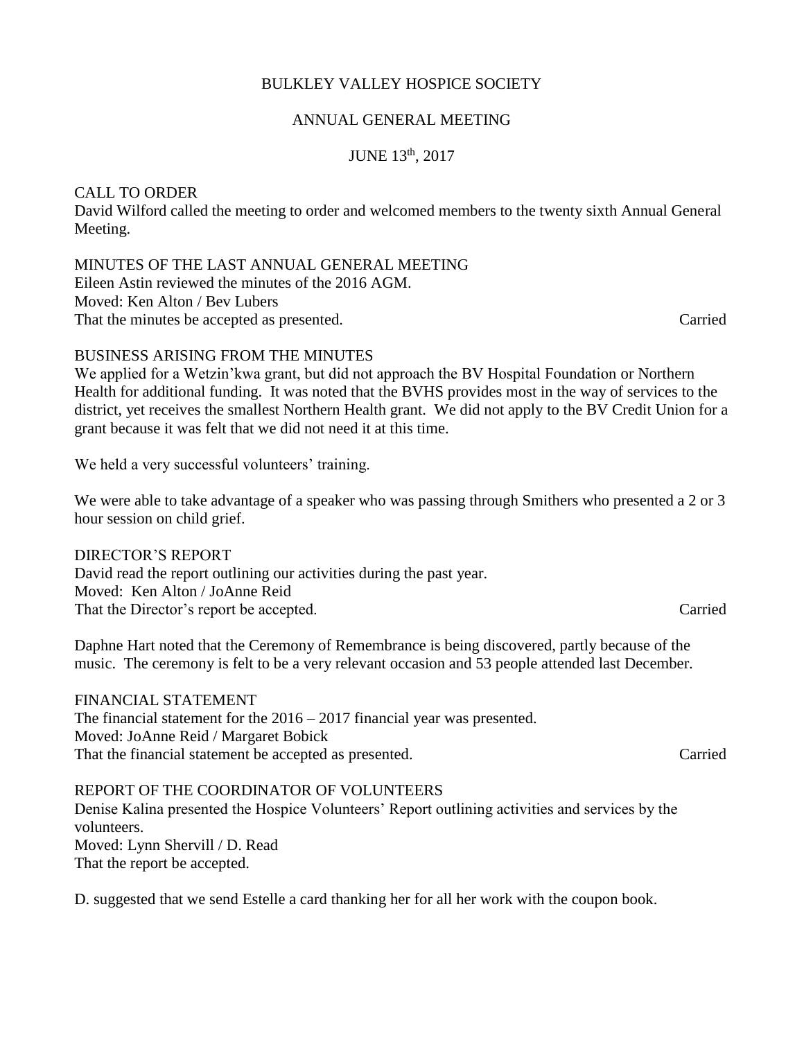BULKLEY VALLEY HOSPICE SOCIETY

ANNUAL GENERAL MEETING

JUNE 13th, 2017

CALL TO ORDER

David Wilford called the meeting to order and welcomed members to the twenty sixth Annual General Meeting.

MINUTES OF THE LAST ANNUAL GENERAL MEETING

Eileen Astin reviewed the minutes of the 2016 AGM.
Moved: Ken Alton / Bev Lubers
That the minutes be accepted as presented. Carried

BUSINESS ARISING FROM THE MINUTES

We applied for a Wetzin'kwa grant, but did not approach the BV Hospital Foundation or Northern Health for additional funding. It was noted that the BVHS provides most in the way of services to the district, yet receives the smallest Northern Health grant. We did not apply to the BV Credit Union for a grant because it was felt that we did not need it at this time.

We held a very successful volunteers' training.

We were able to take advantage of a speaker who was passing through Smithers who presented a 2 or 3 hour session on child grief.

DIRECTOR'S REPORT

David read the report outlining our activities during the past year.
Moved: Ken Alton / JoAnne Reid
That the Director's report be accepted. Carried

Daphne Hart noted that the Ceremony of Remembrance is being discovered, partly because of the music. The ceremony is felt to be a very relevant occasion and 53 people attended last December.

FINANCIAL STATEMENT

The financial statement for the 2016 – 2017 financial year was presented.
Moved: JoAnne Reid / Margaret Bobick
That the financial statement be accepted as presented. Carried

REPORT OF THE COORDINATOR OF VOLUNTEERS

Denise Kalina presented the Hospice Volunteers' Report outlining activities and services by the volunteers.
Moved: Lynn Shervill / D. Read
That the report be accepted.

D. suggested that we send Estelle a card thanking her for all her work with the coupon book.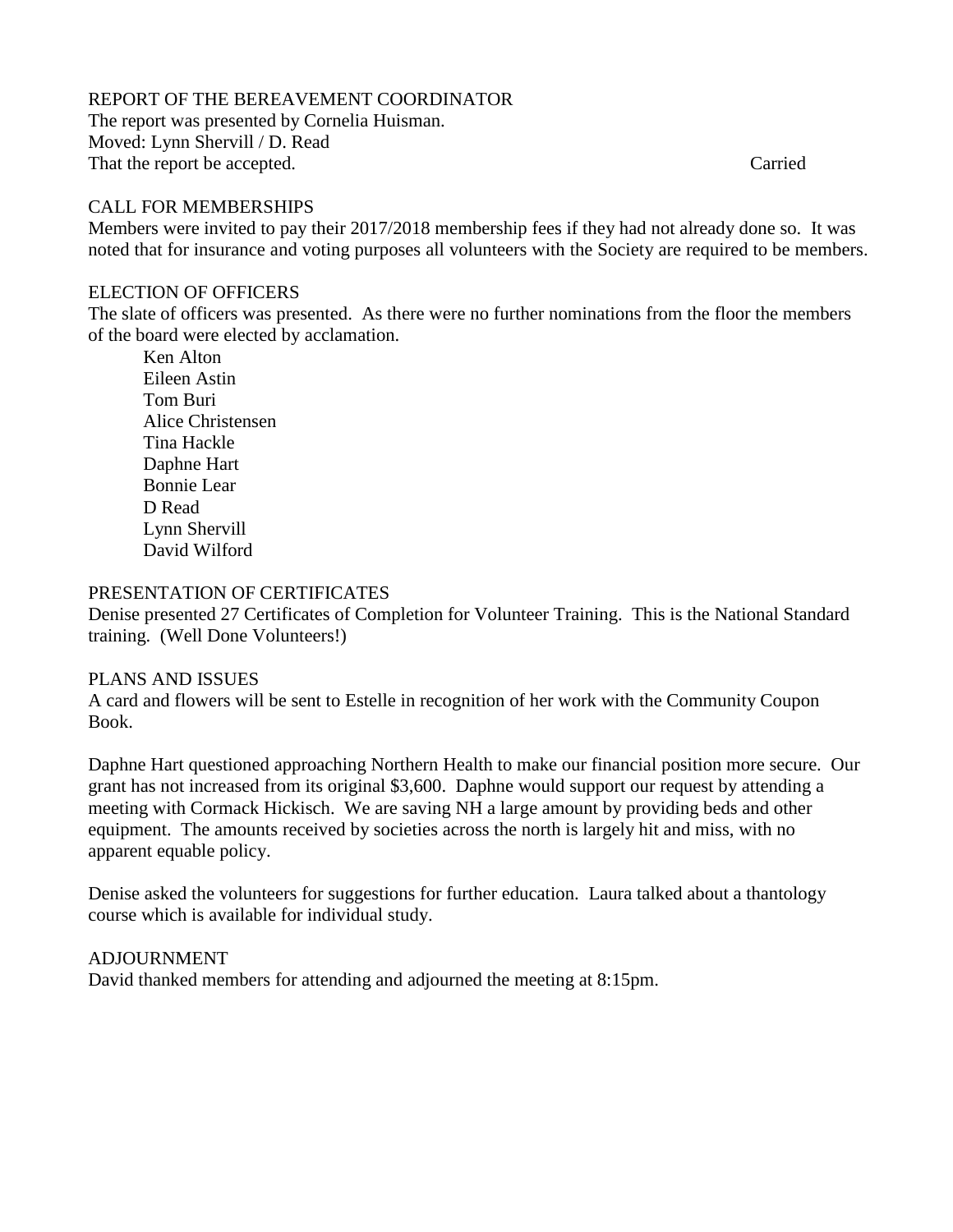REPORT OF THE BEREAVEMENT COORDINATOR

The report was presented by Cornelia Huisman.
Moved: Lynn Shervill / D. Read
That the report be accepted. Carried

CALL FOR MEMBERSHIPS

Members were invited to pay their 2017/2018 membership fees if they had not already done so. It was noted that for insurance and voting purposes all volunteers with the Society are required to be members.

ELECTION OF OFFICERS

The slate of officers was presented. As there were no further nominations from the floor the members of the board were elected by acclamation.

Ken Alton
Eileen Astin
Tom Buri
Alice Christensen
Tina Hackle
Daphne Hart
Bonnie Lear
D Read
Lynn Shervill
David Wilford

PRESENTATION OF CERTIFICATES

Denise presented 27 Certificates of Completion for Volunteer Training. This is the National Standard training. (Well Done Volunteers!)

PLANS AND ISSUES

A card and flowers will be sent to Estelle in recognition of her work with the Community Coupon Book.

Daphne Hart questioned approaching Northern Health to make our financial position more secure. Our grant has not increased from its original $3,600. Daphne would support our request by attending a meeting with Cormack Hickisch. We are saving NH a large amount by providing beds and other equipment. The amounts received by societies across the north is largely hit and miss, with no apparent equable policy.

Denise asked the volunteers for suggestions for further education. Laura talked about a thantology course which is available for individual study.

ADJOURNMENT

David thanked members for attending and adjourned the meeting at 8:15pm.